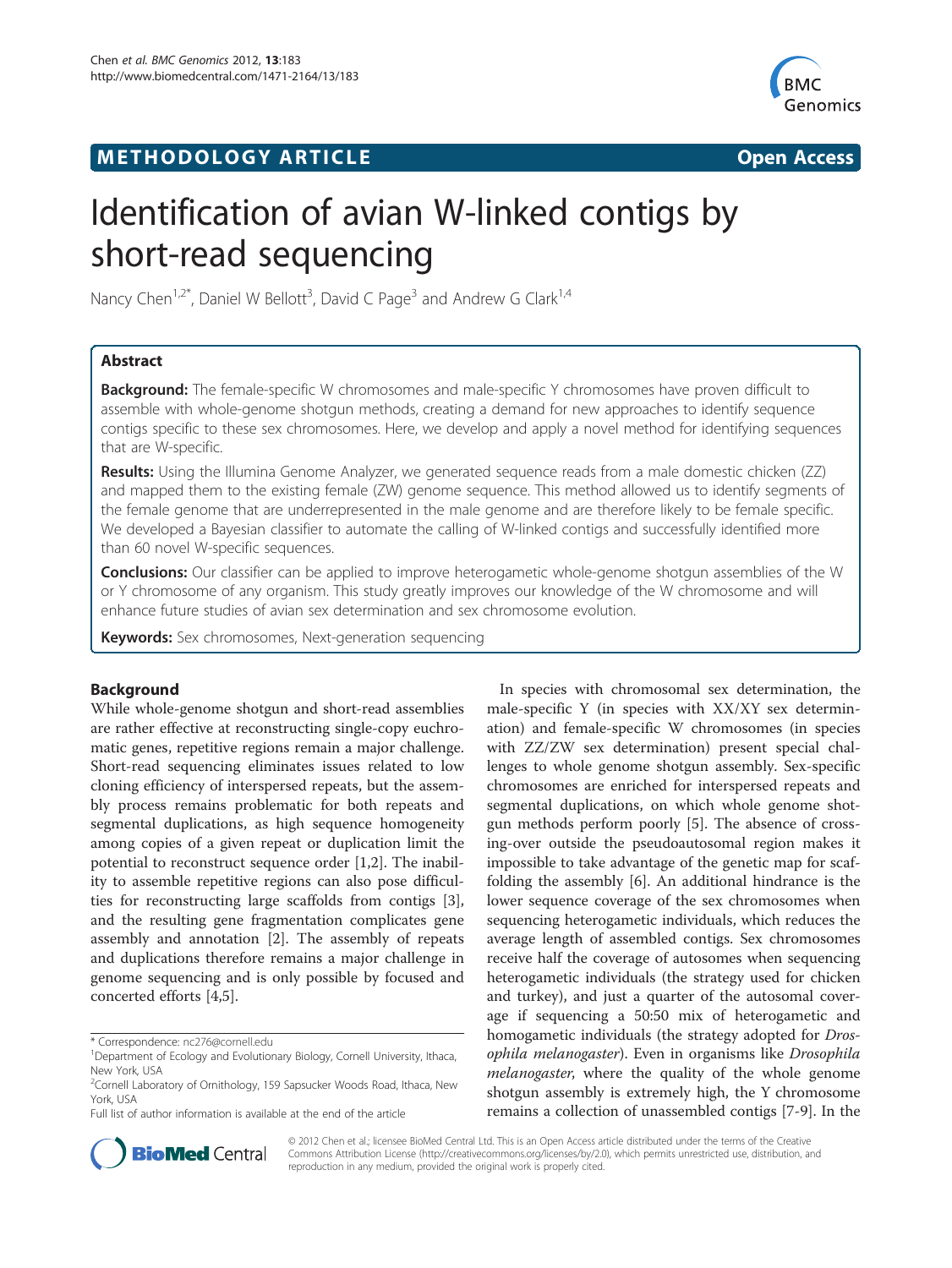**METHODOLOGY ARTICLE** **Open Access**

# Identification of avian W-linked contigs by short-read sequencing

Nancy Chen[1,2*], Daniel W Bellott[3], David C Page[3] and Andrew G Clark[1,4]

## Abstract

**Background:** The female-specific W chromosomes and male-specific Y chromosomes have proven difficult to assemble with whole-genome shotgun methods, creating a demand for new approaches to identify sequence contigs specific to these sex chromosomes. Here, we develop and apply a novel method for identifying sequences that are W-specific.

**Results:** Using the Illumina Genome Analyzer, we generated sequence reads from a male domestic chicken (ZZ) and mapped them to the existing female (ZW) genome sequence. This method allowed us to identify segments of the female genome that are underrepresented in the male genome and are therefore likely to be female specific. We developed a Bayesian classifier to automate the calling of W-linked contigs and successfully identified more than 60 novel W-specific sequences.

**Conclusions:** Our classifier can be applied to improve heterogametic whole-genome shotgun assemblies of the W or Y chromosome of any organism. This study greatly improves our knowledge of the W chromosome and will enhance future studies of avian sex determination and sex chromosome evolution.

**Keywords:** Sex chromosomes, Next-generation sequencing

## Background

While whole-genome shotgun and short-read assemblies are rather effective at reconstructing single-copy euchromatic genes, repetitive regions remain a major challenge. Short-read sequencing eliminates issues related to low cloning efficiency of interspersed repeats, but the assembly process remains problematic for both repeats and segmental duplications, as high sequence homogeneity among copies of a given repeat or duplication limit the potential to reconstruct sequence order [1,2]. The inability to assemble repetitive regions can also pose difficulties for reconstructing large scaffolds from contigs [3], and the resulting gene fragmentation complicates gene assembly and annotation [2]. The assembly of repeats and duplications therefore remains a major challenge in genome sequencing and is only possible by focused and concerted efforts [4,5].

In species with chromosomal sex determination, the male-specific Y (in species with XX/XY sex determination) and female-specific W chromosomes (in species with ZZ/ZW sex determination) present special challenges to whole genome shotgun assembly. Sex-specific chromosomes are enriched for interspersed repeats and segmental duplications, on which whole genome shotgun methods perform poorly [5]. The absence of crossing-over outside the pseudoautosomal region makes it impossible to take advantage of the genetic map for scaffolding the assembly [6]. An additional hindrance is the lower sequence coverage of the sex chromosomes when sequencing heterogametic individuals, which reduces the average length of assembled contigs. Sex chromosomes receive half the coverage of autosomes when sequencing heterogametic individuals (the strategy used for chicken and turkey), and just a quarter of the autosomal coverage if sequencing a 50:50 mix of heterogametic and homogametic individuals (the strategy adopted for *Drosophila melanogaster*). Even in organisms like *Drosophila melanogaster*, where the quality of the whole genome shotgun assembly is extremely high, the Y chromosome remains a collection of unassembled contigs [7-9]. In the

\* Correspondence: nc276@cornell.edu
[1]Department of Ecology and Evolutionary Biology, Cornell University, Ithaca, New York, USA
[2]Cornell Laboratory of Ornithology, 159 Sapsucker Woods Road, Ithaca, New York, USA
Full list of author information is available at the end of the article

© 2012 Chen et al.; licensee BioMed Central Ltd. This is an Open Access article distributed under the terms of the Creative Commons Attribution License (http://creativecommons.org/licenses/by/2.0), which permits unrestricted use, distribution, and reproduction in any medium, provided the original work is properly cited.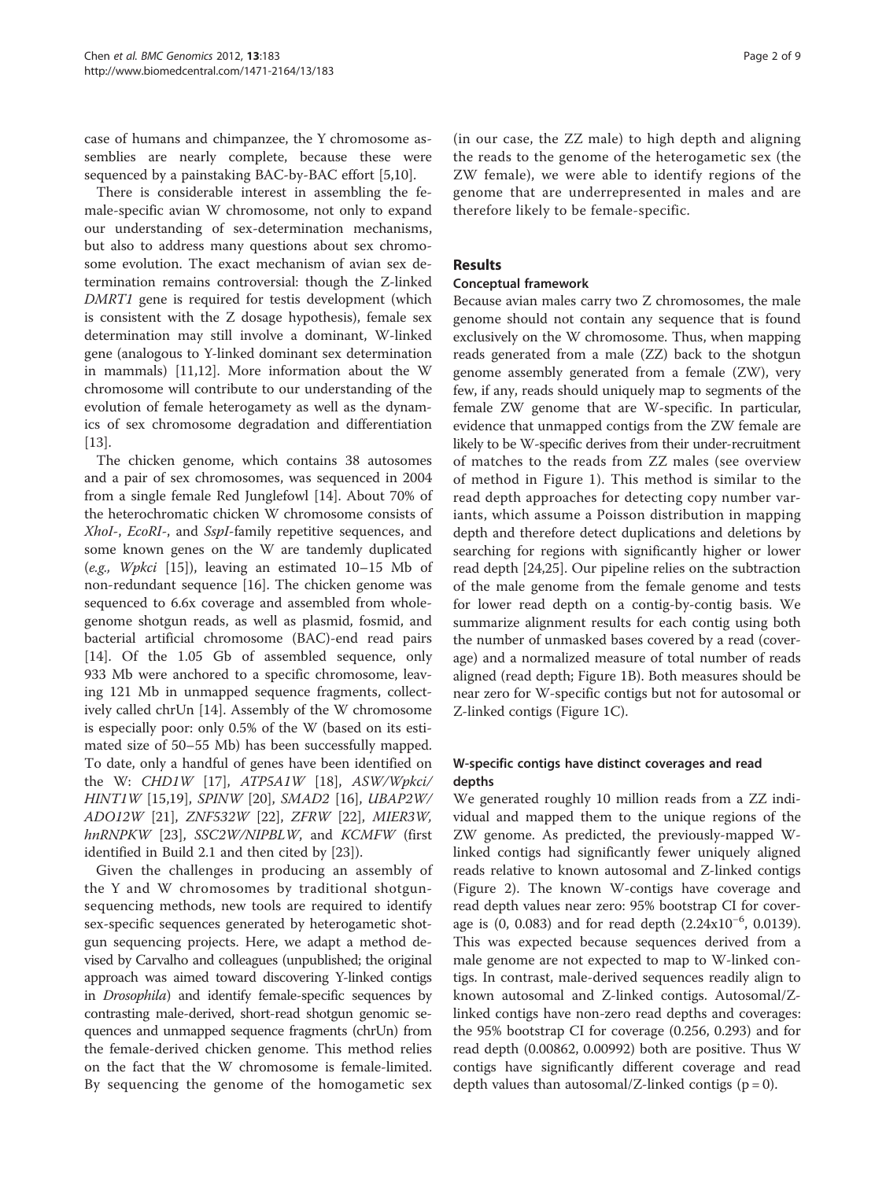case of humans and chimpanzee, the Y chromosome assemblies are nearly complete, because these were sequenced by a painstaking BAC-by-BAC effort [5,10].

There is considerable interest in assembling the female-specific avian W chromosome, not only to expand our understanding of sex-determination mechanisms, but also to address many questions about sex chromosome evolution. The exact mechanism of avian sex determination remains controversial: though the Z-linked *DMRT1* gene is required for testis development (which is consistent with the Z dosage hypothesis), female sex determination may still involve a dominant, W-linked gene (analogous to Y-linked dominant sex determination in mammals) [11,12]. More information about the W chromosome will contribute to our understanding of the evolution of female heterogamety as well as the dynamics of sex chromosome degradation and differentiation [13].

The chicken genome, which contains 38 autosomes and a pair of sex chromosomes, was sequenced in 2004 from a single female Red Junglefowl [14]. About 70% of the heterochromatic chicken W chromosome consists of *XhoI*-, *EcoRI*-, and *SspI*-family repetitive sequences, and some known genes on the W are tandemly duplicated (*e.g., Wpkci* [15]), leaving an estimated 10–15 Mb of non-redundant sequence [16]. The chicken genome was sequenced to 6.6x coverage and assembled from whole-genome shotgun reads, as well as plasmid, fosmid, and bacterial artificial chromosome (BAC)-end read pairs [14]. Of the 1.05 Gb of assembled sequence, only 933 Mb were anchored to a specific chromosome, leaving 121 Mb in unmapped sequence fragments, collectively called chrUn [14]. Assembly of the W chromosome is especially poor: only 0.5% of the W (based on its estimated size of 50–55 Mb) has been successfully mapped. To date, only a handful of genes have been identified on the W: *CHD1W* [17], *ATP5A1W* [18], *ASW/Wpkci/HINT1W* [15,19], *SPINW* [20], *SMAD2* [16], *UBAP2W/ADO12W* [21], *ZNF532W* [22], *ZFRW* [22], *MIER3W*, *hnRNPKW* [23], *SSC2W/NIPBLW*, and *KCMFW* (first identified in Build 2.1 and then cited by [23]).

Given the challenges in producing an assembly of the Y and W chromosomes by traditional shotgun-sequencing methods, new tools are required to identify sex-specific sequences generated by heterogametic shotgun sequencing projects. Here, we adapt a method devised by Carvalho and colleagues (unpublished; the original approach was aimed toward discovering Y-linked contigs in *Drosophila*) and identify female-specific sequences by contrasting male-derived, short-read shotgun genomic sequences and unmapped sequence fragments (chrUn) from the female-derived chicken genome. This method relies on the fact that the W chromosome is female-limited. By sequencing the genome of the homogametic sex (in our case, the ZZ male) to high depth and aligning the reads to the genome of the heterogametic sex (the ZW female), we were able to identify regions of the genome that are underrepresented in males and are therefore likely to be female-specific.

## Results

### Conceptual framework

Because avian males carry two Z chromosomes, the male genome should not contain any sequence that is found exclusively on the W chromosome. Thus, when mapping reads generated from a male (ZZ) back to the shotgun genome assembly generated from a female (ZW), very few, if any, reads should uniquely map to segments of the female ZW genome that are W-specific. In particular, evidence that unmapped contigs from the ZW female are likely to be W-specific derives from their under-recruitment of matches to the reads from ZZ males (see overview of method in Figure 1). This method is similar to the read depth approaches for detecting copy number variants, which assume a Poisson distribution in mapping depth and therefore detect duplications and deletions by searching for regions with significantly higher or lower read depth [24,25]. Our pipeline relies on the subtraction of the male genome from the female genome and tests for lower read depth on a contig-by-contig basis. We summarize alignment results for each contig using both the number of unmasked bases covered by a read (coverage) and a normalized measure of total number of reads aligned (read depth; Figure 1B). Both measures should be near zero for W-specific contigs but not for autosomal or Z-linked contigs (Figure 1C).

### W-specific contigs have distinct coverages and read depths

We generated roughly 10 million reads from a ZZ individual and mapped them to the unique regions of the ZW genome. As predicted, the previously-mapped W-linked contigs had significantly fewer uniquely aligned reads relative to known autosomal and Z-linked contigs (Figure 2). The known W-contigs have coverage and read depth values near zero: 95% bootstrap CI for coverage is (0, 0.083) and for read depth ($2.24 \times 10^{-6}$, 0.0139). This was expected because sequences derived from a male genome are not expected to map to W-linked contigs. In contrast, male-derived sequences readily align to known autosomal and Z-linked contigs. Autosomal/Z-linked contigs have non-zero read depths and coverages: the 95% bootstrap CI for coverage (0.256, 0.293) and for read depth (0.00862, 0.00992) both are positive. Thus W contigs have significantly different coverage and read depth values than autosomal/Z-linked contigs ($p = 0$).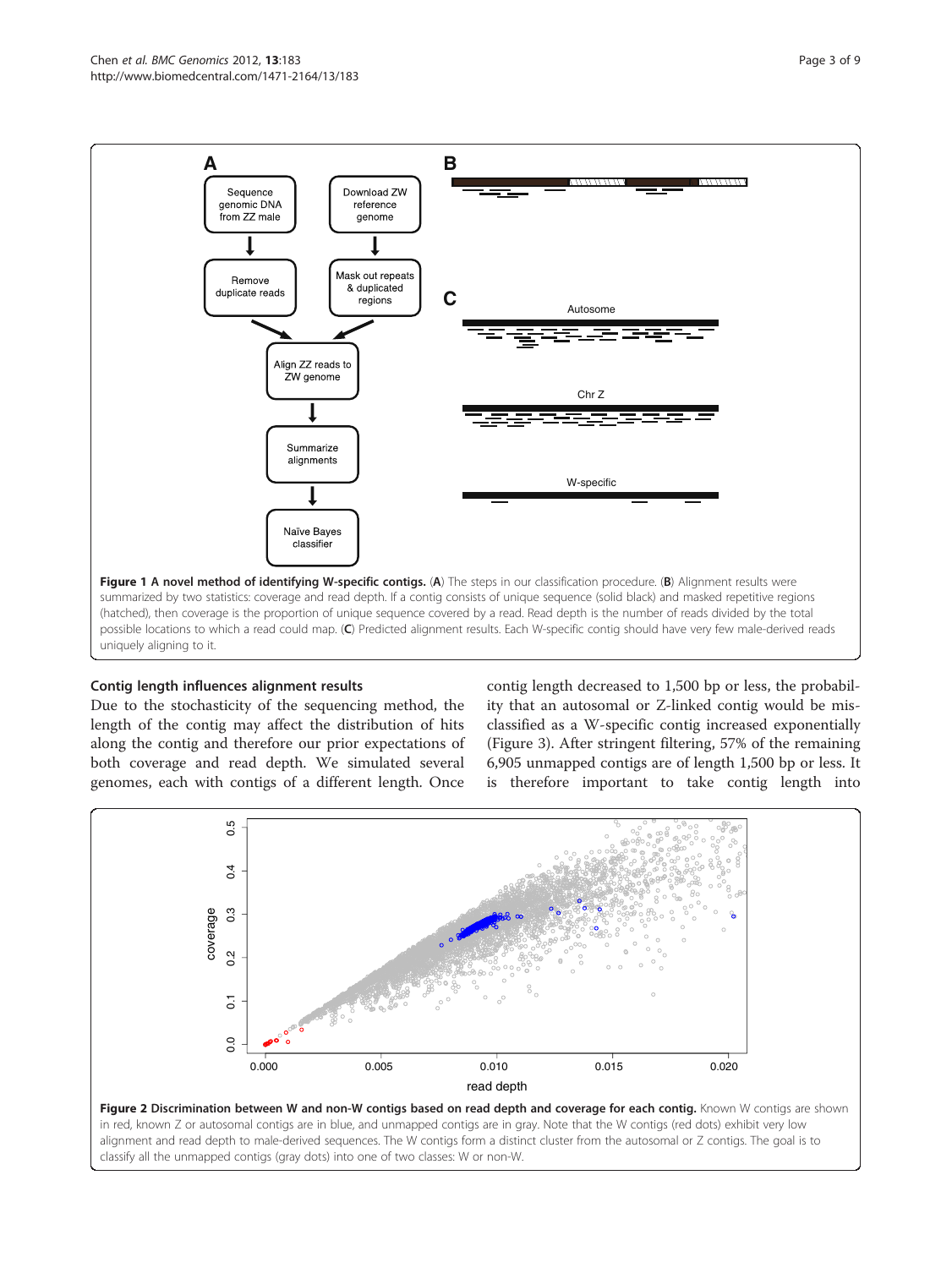**Figure 1 A novel method of identifying W-specific contigs.** (**A**) The steps in our classification procedure. (**B**) Alignment results were summarized by two statistics: coverage and read depth. If a contig consists of unique sequence (solid black) and masked repetitive regions (hatched), then coverage is the proportion of unique sequence covered by a read. Read depth is the number of reads divided by the total possible locations to which a read could map. (**C**) Predicted alignment results. Each W-specific contig should have very few male-derived reads uniquely aligning to it.

### Contig length influences alignment results

Due to the stochasticity of the sequencing method, the length of the contig may affect the distribution of hits along the contig and therefore our prior expectations of both coverage and read depth. We simulated several genomes, each with contigs of a different length. Once contig length decreased to 1,500 bp or less, the probability that an autosomal or Z-linked contig would be misclassified as a W-specific contig increased exponentially (Figure 3). After stringent filtering, 57% of the remaining 6,905 unmapped contigs are of length 1,500 bp or less. It is therefore important to take contig length into

**Figure 2 Discrimination between W and non-W contigs based on read depth and coverage for each contig.** Known W contigs are shown in red, known Z or autosomal contigs are in blue, and unmapped contigs are in gray. Note that the W contigs (red dots) exhibit very low alignment and read depth to male-derived sequences. The W contigs form a distinct cluster from the autosomal or Z contigs. The goal is to classify all the unmapped contigs (gray dots) into one of two classes: W or non-W.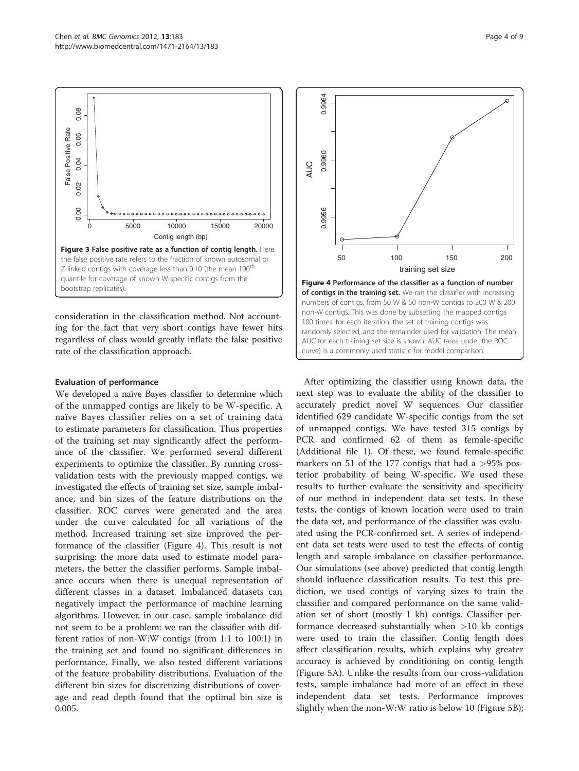**Figure 3 False positive rate as a function of contig length.** Here the false positive rate refers to the fraction of known autosomal or Z-linked contigs with coverage less than 0.10 (the mean 100[th] quantile for coverage of known W-specific contigs from the bootstrap replicates).

consideration in the classification method. Not accounting for the fact that very short contigs have fewer hits regardless of class would greatly inflate the false positive rate of the classification approach.

### Evaluation of performance

We developed a naïve Bayes classifier to determine which of the unmapped contigs are likely to be W-specific. A naïve Bayes classifier relies on a set of training data to estimate parameters for classification. Thus properties of the training set may significantly affect the performance of the classifier. We performed several different experiments to optimize the classifier. By running cross-validation tests with the previously mapped contigs, we investigated the effects of training set size, sample imbalance, and bin sizes of the feature distributions on the classifier. ROC curves were generated and the area under the curve calculated for all variations of the method. Increased training set size improved the performance of the classifier (Figure 4). This result is not surprising: the more data used to estimate model parameters, the better the classifier performs. Sample imbalance occurs when there is unequal representation of different classes in a dataset. Imbalanced datasets can negatively impact the performance of machine learning algorithms. However, in our case, sample imbalance did not seem to be a problem: we ran the classifier with different ratios of non-W:W contigs (from 1:1 to 100:1) in the training set and found no significant differences in performance. Finally, we also tested different variations of the feature probability distributions. Evaluation of the different bin sizes for discretizing distributions of coverage and read depth found that the optimal bin size is 0.005.

**Figure 4 Performance of the classifier as a function of number of contigs in the training set.** We ran the classifier with increasing numbers of contigs, from 50 W & 50 non-W contigs to 200 W & 200 non-W contigs. This was done by subsetting the mapped contigs 100 times: for each iteration, the set of training contigs was randomly selected, and the remainder used for validation. The mean AUC for each training set size is shown. AUC (area under the ROC curve) is a commonly used statistic for model comparison.

After optimizing the classifier using known data, the next step was to evaluate the ability of the classifier to accurately predict novel W sequences. Our classifier identified 629 candidate W-specific contigs from the set of unmapped contigs. We have tested 315 contigs by PCR and confirmed 62 of them as female-specific (Additional file 1). Of these, we found female-specific markers on 51 of the 177 contigs that had a >95% posterior probability of being W-specific. We used these results to further evaluate the sensitivity and specificity of our method in independent data set tests. In these tests, the contigs of known location were used to train the data set, and performance of the classifier was evaluated using the PCR-confirmed set. A series of independent data set tests were used to test the effects of contig length and sample imbalance on classifier performance. Our simulations (see above) predicted that contig length should influence classification results. To test this prediction, we used contigs of varying sizes to train the classifier and compared performance on the same validation set of short (mostly 1 kb) contigs. Classifier performance decreased substantially when >10 kb contigs were used to train the classifier. Contig length does affect classification results, which explains why greater accuracy is achieved by conditioning on contig length (Figure 5A). Unlike the results from our cross-validation tests, sample imbalance had more of an effect in these independent data set tests. Performance improves slightly when the non-W:W ratio is below 10 (Figure 5B);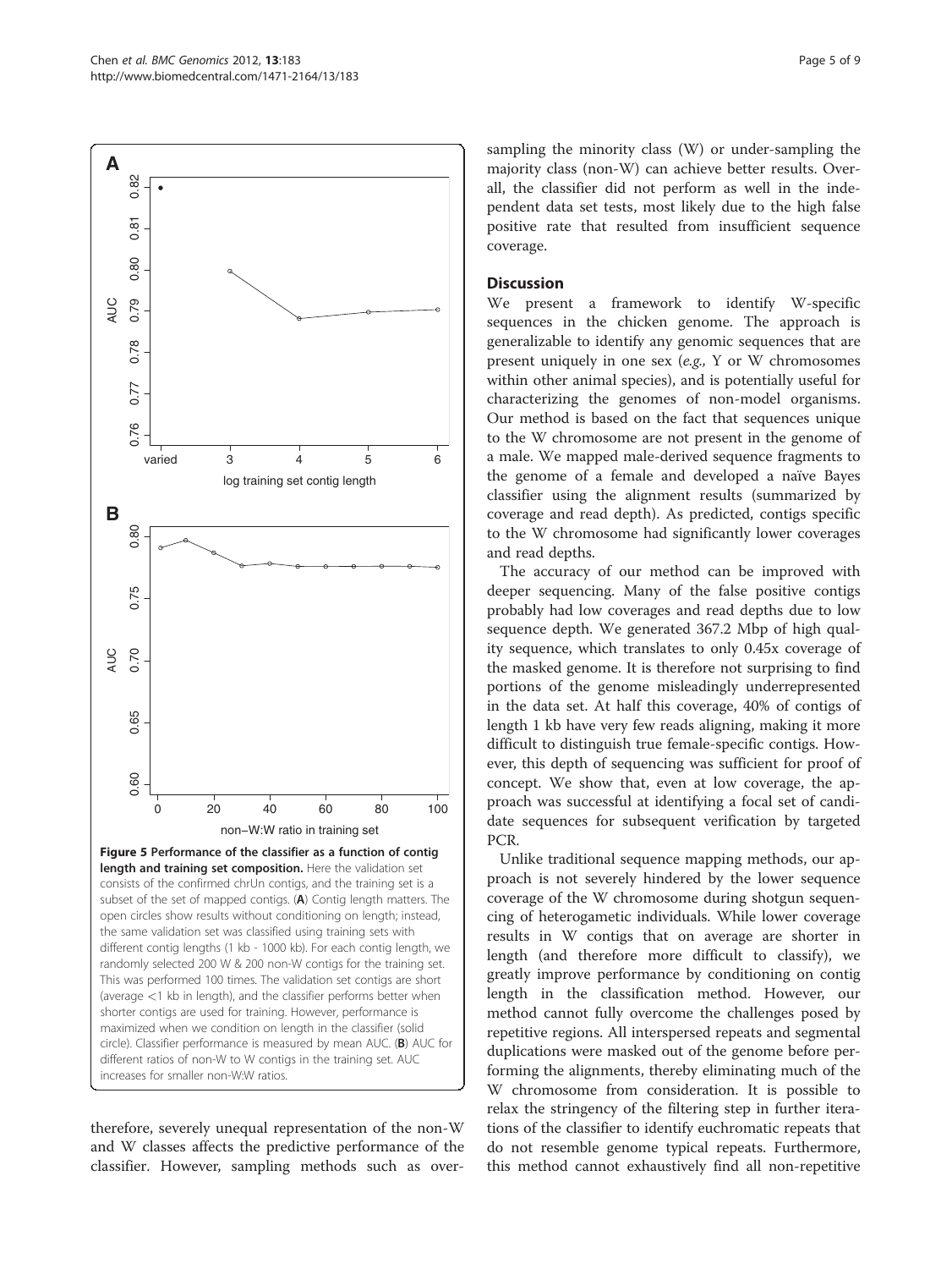**Figure 5 Performance of the classifier as a function of contig length and training set composition.** Here the validation set consists of the confirmed chrUn contigs, and the training set is a subset of the set of mapped contigs. (**A**) Contig length matters. The open circles show results without conditioning on length; instead, the same validation set was classified using training sets with different contig lengths (1 kb - 1000 kb). For each contig length, we randomly selected 200 W & 200 non-W contigs for the training set. This was performed 100 times. The validation set contigs are short (average <1 kb in length), and the classifier performs better when shorter contigs are used for training. However, performance is maximized when we condition on length in the classifier (solid circle). Classifier performance is measured by mean AUC. (**B**) AUC for different ratios of non-W to W contigs in the training set. AUC increases for smaller non-W:W ratios.

therefore, severely unequal representation of the non-W and W classes affects the predictive performance of the classifier. However, sampling methods such as over-sampling the minority class (W) or under-sampling the majority class (non-W) can achieve better results. Overall, the classifier did not perform as well in the independent data set tests, most likely due to the high false positive rate that resulted from insufficient sequence coverage.

## Discussion

We present a framework to identify W-specific sequences in the chicken genome. The approach is generalizable to identify any genomic sequences that are present uniquely in one sex (*e.g.,* Y or W chromosomes within other animal species), and is potentially useful for characterizing the genomes of non-model organisms. Our method is based on the fact that sequences unique to the W chromosome are not present in the genome of a male. We mapped male-derived sequence fragments to the genome of a female and developed a naïve Bayes classifier using the alignment results (summarized by coverage and read depth). As predicted, contigs specific to the W chromosome had significantly lower coverages and read depths.

The accuracy of our method can be improved with deeper sequencing. Many of the false positive contigs probably had low coverages and read depths due to low sequence depth. We generated 367.2 Mbp of high quality sequence, which translates to only 0.45x coverage of the masked genome. It is therefore not surprising to find portions of the genome misleadingly underrepresented in the data set. At half this coverage, 40% of contigs of length 1 kb have very few reads aligning, making it more difficult to distinguish true female-specific contigs. However, this depth of sequencing was sufficient for proof of concept. We show that, even at low coverage, the approach was successful at identifying a focal set of candidate sequences for subsequent verification by targeted PCR.

Unlike traditional sequence mapping methods, our approach is not severely hindered by the lower sequence coverage of the W chromosome during shotgun sequencing of heterogametic individuals. While lower coverage results in W contigs that on average are shorter in length (and therefore more difficult to classify), we greatly improve performance by conditioning on contig length in the classification method. However, our method cannot fully overcome the challenges posed by repetitive regions. All interspersed repeats and segmental duplications were masked out of the genome before performing the alignments, thereby eliminating much of the W chromosome from consideration. It is possible to relax the stringency of the filtering step in further iterations of the classifier to identify euchromatic repeats that do not resemble genome typical repeats. Furthermore, this method cannot exhaustively find all non-repetitive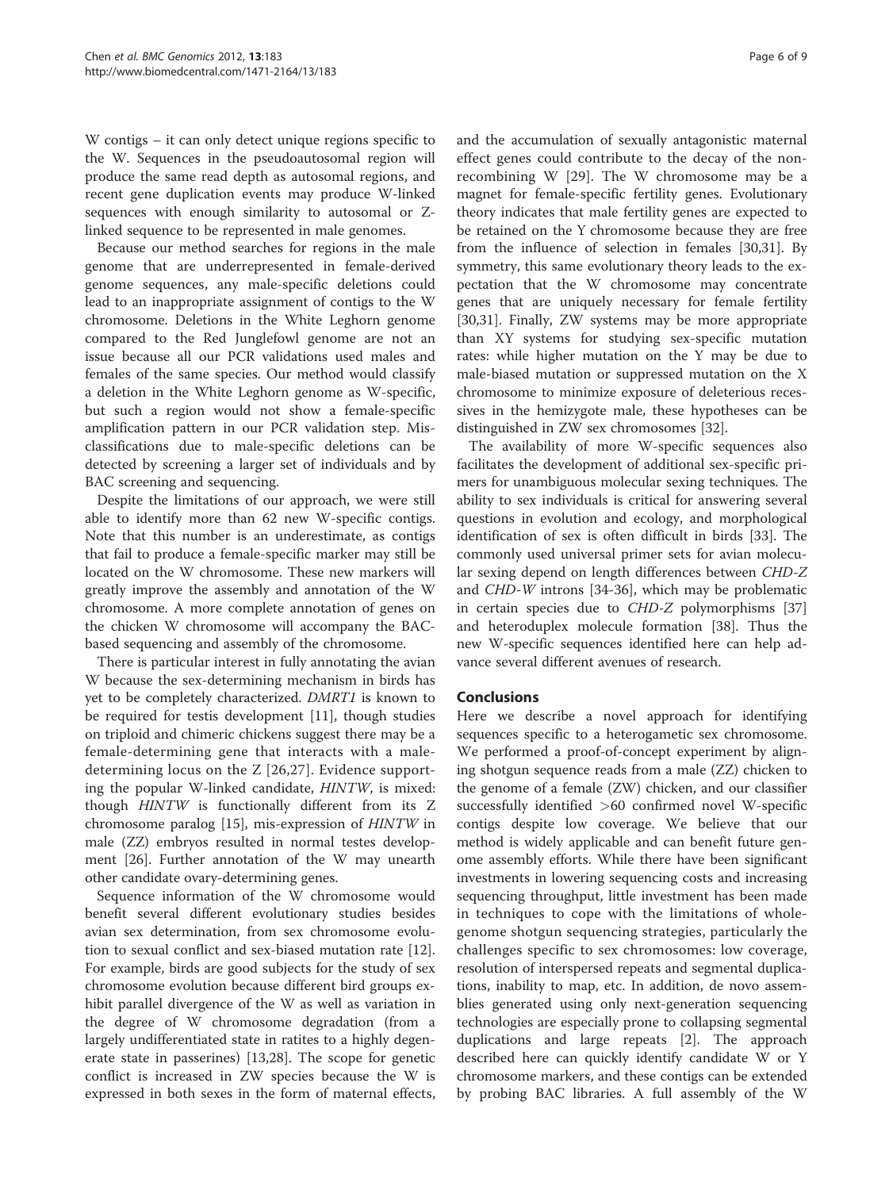W contigs – it can only detect unique regions specific to the W. Sequences in the pseudoautosomal region will produce the same read depth as autosomal regions, and recent gene duplication events may produce W-linked sequences with enough similarity to autosomal or Z-linked sequence to be represented in male genomes.

Because our method searches for regions in the male genome that are underrepresented in female-derived genome sequences, any male-specific deletions could lead to an inappropriate assignment of contigs to the W chromosome. Deletions in the White Leghorn genome compared to the Red Junglefowl genome are not an issue because all our PCR validations used males and females of the same species. Our method would classify a deletion in the White Leghorn genome as W-specific, but such a region would not show a female-specific amplification pattern in our PCR validation step. Misclassifications due to male-specific deletions can be detected by screening a larger set of individuals and by BAC screening and sequencing.

Despite the limitations of our approach, we were still able to identify more than 62 new W-specific contigs. Note that this number is an underestimate, as contigs that fail to produce a female-specific marker may still be located on the W chromosome. These new markers will greatly improve the assembly and annotation of the W chromosome. A more complete annotation of genes on the chicken W chromosome will accompany the BAC-based sequencing and assembly of the chromosome.

There is particular interest in fully annotating the avian W because the sex-determining mechanism in birds has yet to be completely characterized. *DMRT1* is known to be required for testis development [11], though studies on triploid and chimeric chickens suggest there may be a female-determining gene that interacts with a male-determining locus on the Z [26,27]. Evidence supporting the popular W-linked candidate, *HINTW*, is mixed: though *HINTW* is functionally different from its Z chromosome paralog [15], mis-expression of *HINTW* in male (ZZ) embryos resulted in normal testes development [26]. Further annotation of the W may unearth other candidate ovary-determining genes.

Sequence information of the W chromosome would benefit several different evolutionary studies besides avian sex determination, from sex chromosome evolution to sexual conflict and sex-biased mutation rate [12]. For example, birds are good subjects for the study of sex chromosome evolution because different bird groups exhibit parallel divergence of the W as well as variation in the degree of W chromosome degradation (from a largely undifferentiated state in ratites to a highly degenerate state in passerines) [13,28]. The scope for genetic conflict is increased in ZW species because the W is expressed in both sexes in the form of maternal effects, and the accumulation of sexually antagonistic maternal effect genes could contribute to the decay of the non-recombining W [29]. The W chromosome may be a magnet for female-specific fertility genes. Evolutionary theory indicates that male fertility genes are expected to be retained on the Y chromosome because they are free from the influence of selection in females [30,31]. By symmetry, this same evolutionary theory leads to the expectation that the W chromosome may concentrate genes that are uniquely necessary for female fertility [30,31]. Finally, ZW systems may be more appropriate than XY systems for studying sex-specific mutation rates: while higher mutation on the Y may be due to male-biased mutation or suppressed mutation on the X chromosome to minimize exposure of deleterious recessives in the hemizygote male, these hypotheses can be distinguished in ZW sex chromosomes [32].

The availability of more W-specific sequences also facilitates the development of additional sex-specific primers for unambiguous molecular sexing techniques. The ability to sex individuals is critical for answering several questions in evolution and ecology, and morphological identification of sex is often difficult in birds [33]. The commonly used universal primer sets for avian molecular sexing depend on length differences between *CHD-Z* and *CHD-W* introns [34-36], which may be problematic in certain species due to *CHD-Z* polymorphisms [37] and heteroduplex molecule formation [38]. Thus the new W-specific sequences identified here can help advance several different avenues of research.

## Conclusions

Here we describe a novel approach for identifying sequences specific to a heterogametic sex chromosome. We performed a proof-of-concept experiment by aligning shotgun sequence reads from a male (ZZ) chicken to the genome of a female (ZW) chicken, and our classifier successfully identified >60 confirmed novel W-specific contigs despite low coverage. We believe that our method is widely applicable and can benefit future genome assembly efforts. While there have been significant investments in lowering sequencing costs and increasing sequencing throughput, little investment has been made in techniques to cope with the limitations of whole-genome shotgun sequencing strategies, particularly the challenges specific to sex chromosomes: low coverage, resolution of interspersed repeats and segmental duplications, inability to map, etc. In addition, de novo assemblies generated using only next-generation sequencing technologies are especially prone to collapsing segmental duplications and large repeats [2]. The approach described here can quickly identify candidate W or Y chromosome markers, and these contigs can be extended by probing BAC libraries. A full assembly of the W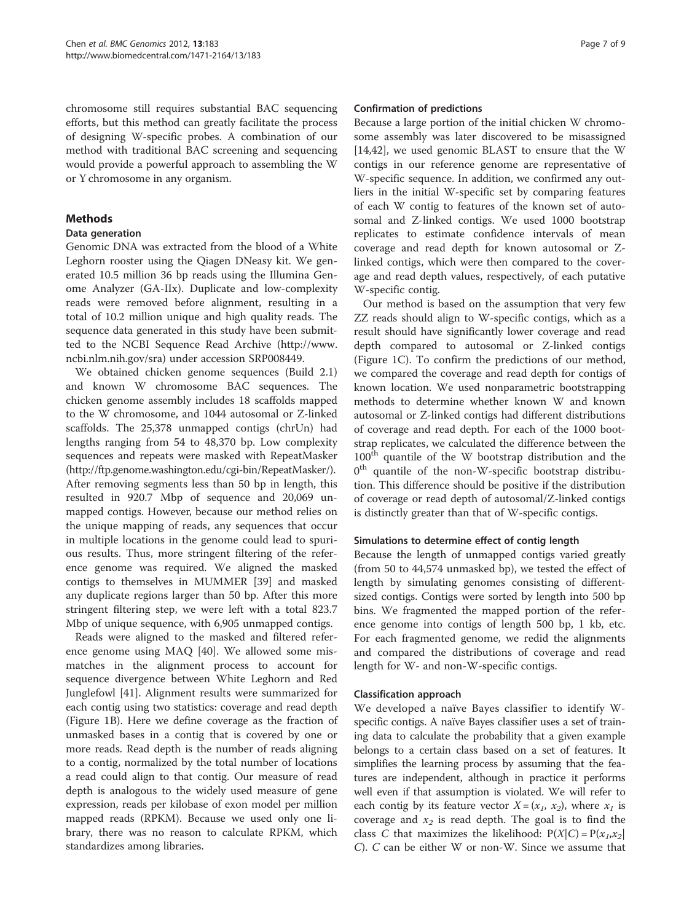chromosome still requires substantial BAC sequencing efforts, but this method can greatly facilitate the process of designing W-specific probes. A combination of our method with traditional BAC screening and sequencing would provide a powerful approach to assembling the W or Y chromosome in any organism.

## Methods

### Data generation

Genomic DNA was extracted from the blood of a White Leghorn rooster using the Qiagen DNeasy kit. We generated 10.5 million 36 bp reads using the Illumina Genome Analyzer (GA-IIx). Duplicate and low-complexity reads were removed before alignment, resulting in a total of 10.2 million unique and high quality reads. The sequence data generated in this study have been submitted to the NCBI Sequence Read Archive (http://www.ncbi.nlm.nih.gov/sra) under accession SRP008449.

We obtained chicken genome sequences (Build 2.1) and known W chromosome BAC sequences. The chicken genome assembly includes 18 scaffolds mapped to the W chromosome, and 1044 autosomal or Z-linked scaffolds. The 25,378 unmapped contigs (chrUn) had lengths ranging from 54 to 48,370 bp. Low complexity sequences and repeats were masked with RepeatMasker (http://ftp.genome.washington.edu/cgi-bin/RepeatMasker/). After removing segments less than 50 bp in length, this resulted in 920.7 Mbp of sequence and 20,069 unmapped contigs. However, because our method relies on the unique mapping of reads, any sequences that occur in multiple locations in the genome could lead to spurious results. Thus, more stringent filtering of the reference genome was required. We aligned the masked contigs to themselves in MUMMER [39] and masked any duplicate regions larger than 50 bp. After this more stringent filtering step, we were left with a total 823.7 Mbp of unique sequence, with 6,905 unmapped contigs.

Reads were aligned to the masked and filtered reference genome using MAQ [40]. We allowed some mismatches in the alignment process to account for sequence divergence between White Leghorn and Red Junglefowl [41]. Alignment results were summarized for each contig using two statistics: coverage and read depth (Figure 1B). Here we define coverage as the fraction of unmasked bases in a contig that is covered by one or more reads. Read depth is the number of reads aligning to a contig, normalized by the total number of locations a read could align to that contig. Our measure of read depth is analogous to the widely used measure of gene expression, reads per kilobase of exon model per million mapped reads (RPKM). Because we used only one library, there was no reason to calculate RPKM, which standardizes among libraries.

### Confirmation of predictions

Because a large portion of the initial chicken W chromosome assembly was later discovered to be misassigned [14,42], we used genomic BLAST to ensure that the W contigs in our reference genome are representative of W-specific sequence. In addition, we confirmed any outliers in the initial W-specific set by comparing features of each W contig to features of the known set of autosomal and Z-linked contigs. We used 1000 bootstrap replicates to estimate confidence intervals of mean coverage and read depth for known autosomal or Z-linked contigs, which were then compared to the coverage and read depth values, respectively, of each putative W-specific contig.

Our method is based on the assumption that very few ZZ reads should align to W-specific contigs, which as a result should have significantly lower coverage and read depth compared to autosomal or Z-linked contigs (Figure 1C). To confirm the predictions of our method, we compared the coverage and read depth for contigs of known location. We used nonparametric bootstrapping methods to determine whether known W and known autosomal or Z-linked contigs had different distributions of coverage and read depth. For each of the 1000 bootstrap replicates, we calculated the difference between the $100^{th}$ quantile of the W bootstrap distribution and the $0^{th}$ quantile of the non-W-specific bootstrap distribution. This difference should be positive if the distribution of coverage or read depth of autosomal/Z-linked contigs is distinctly greater than that of W-specific contigs.

### Simulations to determine effect of contig length

Because the length of unmapped contigs varied greatly (from 50 to 44,574 unmasked bp), we tested the effect of length by simulating genomes consisting of different-sized contigs. Contigs were sorted by length into 500 bp bins. We fragmented the mapped portion of the reference genome into contigs of length 500 bp, 1 kb, etc. For each fragmented genome, we redid the alignments and compared the distributions of coverage and read length for W- and non-W-specific contigs.

### Classification approach

We developed a naïve Bayes classifier to identify W-specific contigs. A naïve Bayes classifier uses a set of training data to calculate the probability that a given example belongs to a certain class based on a set of features. It simplifies the learning process by assuming that the features are independent, although in practice it performs well even if that assumption is violated. We will refer to each contig by its feature vector $X = (x_1, x_2)$, where $x_1$ is coverage and $x_2$ is read depth. The goal is to find the class $C$ that maximizes the likelihood: $P(X|C) = P(x_1,x_2|C)$. $C$ can be either W or non-W. Since we assume that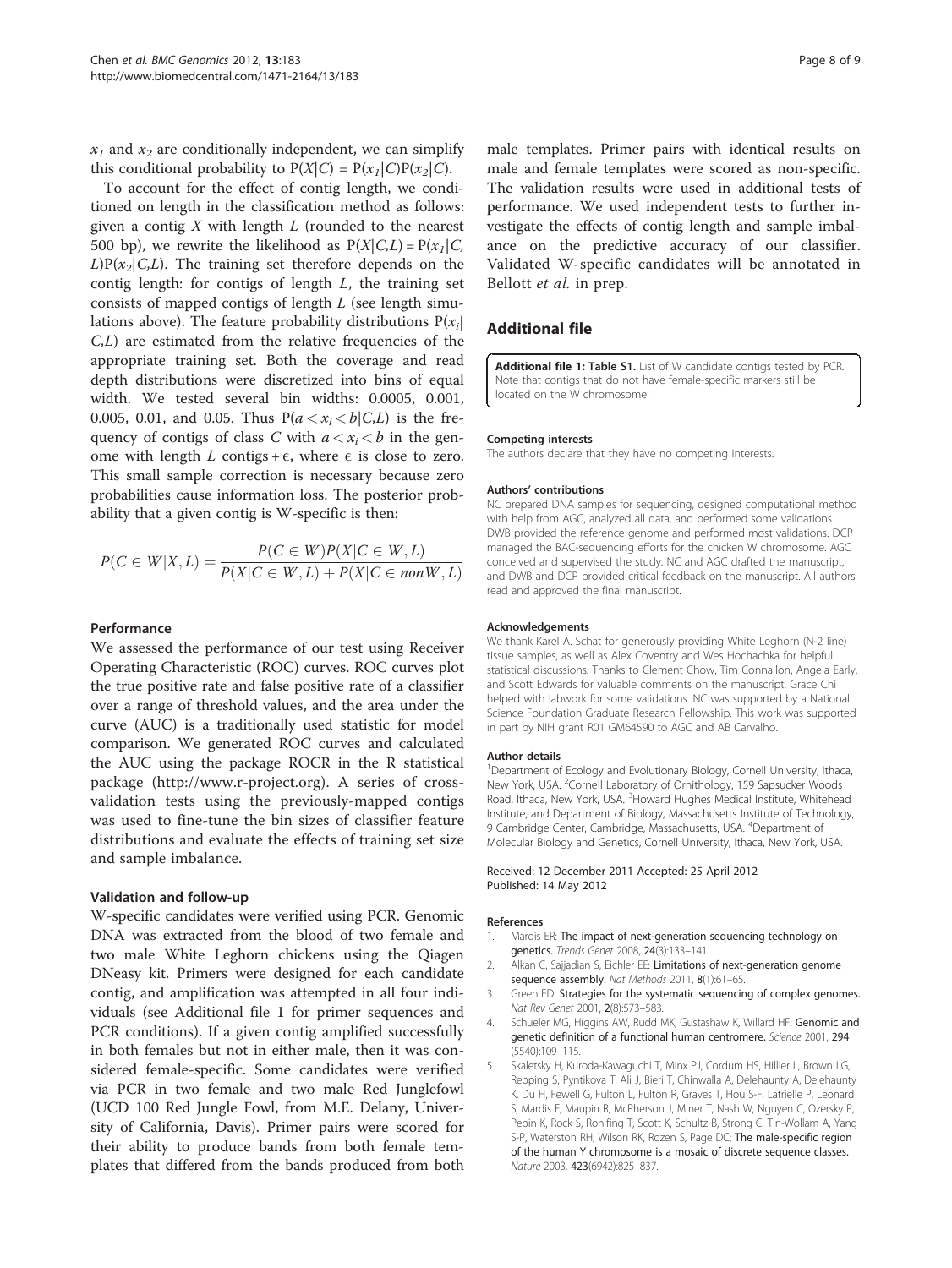$x_1$ and $x_2$ are conditionally independent, we can simplify this conditional probability to $P(X|C) = P(x_1|C)P(x_2|C)$.

To account for the effect of contig length, we conditioned on length in the classification method as follows: given a contig $X$ with length $L$ (rounded to the nearest 500 bp), we rewrite the likelihood as $P(X|C,L) = P(x_1|C,L)P(x_2|C,L)$. The training set therefore depends on the contig length: for contigs of length $L$, the training set consists of mapped contigs of length $L$ (see length simulations above). The feature probability distributions $P(x_i|C,L)$ are estimated from the relative frequencies of the appropriate training set. Both the coverage and read depth distributions were discretized into bins of equal width. We tested several bin widths: 0.0005, 0.001, 0.005, 0.01, and 0.05. Thus $P(a < x_i < b|C,L)$ is the frequency of contigs of class $C$ with $a < x_i < b$ in the genome with length $L$ contigs $+ \epsilon$, where $\epsilon$ is close to zero. This small sample correction is necessary because zero probabilities cause information loss. The posterior probability that a given contig is W-specific is then:

$$P(C \in W|X, L) = \frac{P(C \in W)P(X|C \in W, L)}{P(X|C \in W, L) + P(X|C \in nonW, L)}$$

### Performance

We assessed the performance of our test using Receiver Operating Characteristic (ROC) curves. ROC curves plot the true positive rate and false positive rate of a classifier over a range of threshold values, and the area under the curve (AUC) is a traditionally used statistic for model comparison. We generated ROC curves and calculated the AUC using the package ROCR in the R statistical package (http://www.r-project.org). A series of cross-validation tests using the previously-mapped contigs was used to fine-tune the bin sizes of classifier feature distributions and evaluate the effects of training set size and sample imbalance.

### Validation and follow-up

W-specific candidates were verified using PCR. Genomic DNA was extracted from the blood of two female and two male White Leghorn chickens using the Qiagen DNeasy kit. Primers were designed for each candidate contig, and amplification was attempted in all four individuals (see Additional file 1 for primer sequences and PCR conditions). If a given contig amplified successfully in both females but not in either male, then it was considered female-specific. Some candidates were verified via PCR in two female and two male Red Junglefowl (UCD 100 Red Jungle Fowl, from M.E. Delany, University of California, Davis). Primer pairs were scored for their ability to produce bands from both female templates that differed from the bands produced from both male templates. Primer pairs with identical results on male and female templates were scored as non-specific. The validation results were used in additional tests of performance. We used independent tests to further investigate the effects of contig length and sample imbalance on the predictive accuracy of our classifier. Validated W-specific candidates will be annotated in Bellott *et al.* in prep.

## Additional file

**Additional file 1: Table S1.** List of W candidate contigs tested by PCR. Note that contigs that do not have female-specific markers still be located on the W chromosome.

#### Competing interests

The authors declare that they have no competing interests.

#### Authors' contributions

NC prepared DNA samples for sequencing, designed computational method with help from AGC, analyzed all data, and performed some validations. DWB provided the reference genome and performed most validations. DCP managed the BAC-sequencing efforts for the chicken W chromosome. AGC conceived and supervised the study. NC and AGC drafted the manuscript, and DWB and DCP provided critical feedback on the manuscript. All authors read and approved the final manuscript.

#### Acknowledgements

We thank Karel A. Schat for generously providing White Leghorn (N-2 line) tissue samples, as well as Alex Coventry and Wes Hochachka for helpful statistical discussions. Thanks to Clement Chow, Tim Connallon, Angela Early, and Scott Edwards for valuable comments on the manuscript. Grace Chi helped with labwork for some validations. NC was supported by a National Science Foundation Graduate Research Fellowship. This work was supported in part by NIH grant R01 GM64590 to AGC and AB Carvalho.

#### Author details

[1]Department of Ecology and Evolutionary Biology, Cornell University, Ithaca, New York, USA. [2]Cornell Laboratory of Ornithology, 159 Sapsucker Woods Road, Ithaca, New York, USA. [3]Howard Hughes Medical Institute, Whitehead Institute, and Department of Biology, Massachusetts Institute of Technology, 9 Cambridge Center, Cambridge, Massachusetts, USA. [4]Department of Molecular Biology and Genetics, Cornell University, Ithaca, New York, USA.

Received: 12 December 2011 Accepted: 25 April 2012
Published: 14 May 2012

#### References

1. Mardis ER: **The impact of next-generation sequencing technology on genetics.** *Trends Genet* 2008, **24**(3):133–141.
2. Alkan C, Sajjadian S, Eichler EE: **Limitations of next-generation genome sequence assembly.** *Nat Methods* 2011, **8**(1):61–65.
3. Green ED: **Strategies for the systematic sequencing of complex genomes.** *Nat Rev Genet* 2001, **2**(8):573–583.
4. Schueler MG, Higgins AW, Rudd MK, Gustashaw K, Willard HF: **Genomic and genetic definition of a functional human centromere.** *Science* 2001, **294** (5540):109–115.
5. Skaletsky H, Kuroda-Kawaguchi T, Minx PJ, Cordum HS, Hillier L, Brown LG, Repping S, Pyntikova T, Ali J, Bieri T, Chinwalla A, Delehaunty A, Delehaunty K, Du H, Fewell G, Fulton L, Fulton R, Graves T, Hou S-F, Latrielle P, Leonard S, Mardis E, Maupin R, McPherson J, Miner T, Nash W, Nguyen C, Ozersky P, Pepin K, Rock S, Rohlfing T, Scott K, Schultz B, Strong C, Tin-Wollam A, Yang S-P, Waterston RH, Wilson RK, Rozen S, Page DC: **The male-specific region of the human Y chromosome is a mosaic of discrete sequence classes.** *Nature* 2003, **423**(6942):825–837.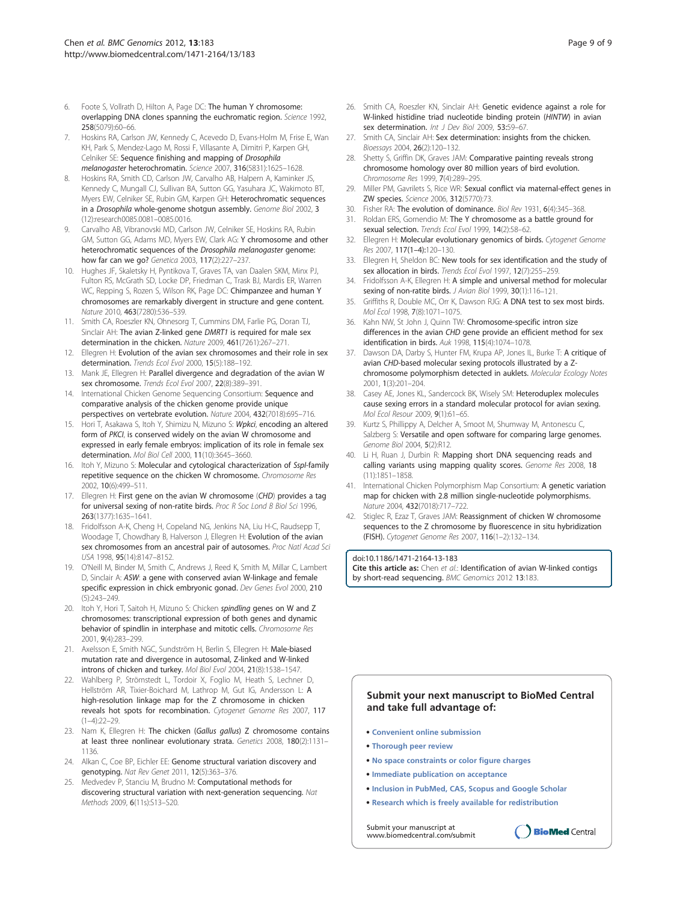6. Foote S, Vollrath D, Hilton A, Page DC: **The human Y chromosome: overlapping DNA clones spanning the euchromatic region.** *Science* 1992, **258**(5079):60–66.
7. Hoskins RA, Carlson JW, Kennedy C, Acevedo D, Evans-Holm M, Frise E, Wan KH, Park S, Mendez-Lago M, Rossi F, Villasante A, Dimitri P, Karpen GH, Celniker SE: **Sequence finishing and mapping of *Drosophila melanogaster* heterochromatin.** *Science* 2007, **316**(5831):1625–1628.
8. Hoskins RA, Smith CD, Carlson JW, Carvalho AB, Halpern A, Kaminker JS, Kennedy C, Mungall CJ, Sullivan BA, Sutton GG, Yasuhara JC, Wakimoto BT, Myers EW, Celniker SE, Rubin GM, Karpen GH: **Heterochromatic sequences in a *Drosophila* whole-genome shotgun assembly.** *Genome Biol* 2002, **3** (12):research0085.0081–0085.0016.
9. Carvalho AB, Vibranovski MD, Carlson JW, Celniker SE, Hoskins RA, Rubin GM, Sutton GG, Adams MD, Myers EW, Clark AG: **Y chromosome and other heterochromatic sequences of the *Drosophila melanogaster* genome: how far can we go?** *Genetica* 2003, **117**(2):227–237.
10. Hughes JF, Skaletsky H, Pyntikova T, Graves TA, van Daalen SKM, Minx PJ, Fulton RS, McGrath SD, Locke DP, Friedman C, Trask BJ, Mardis ER, Warren WC, Repping S, Rozen S, Wilson RK, Page DC: **Chimpanzee and human Y chromosomes are remarkably divergent in structure and gene content.** *Nature* 2010, **463**(7280):536–539.
11. Smith CA, Roeszler KN, Ohnesorg T, Cummins DM, Farlie PG, Doran TJ, Sinclair AH: **The avian Z-linked gene *DMRT1* is required for male sex determination in the chicken.** *Nature* 2009, **461**(7261):267–271.
12. Ellegren H: **Evolution of the avian sex chromosomes and their role in sex determination.** *Trends Ecol Evol* 2000, **15**(5):188–192.
13. Mank JE, Ellegren H: **Parallel divergence and degradation of the avian W sex chromosome.** *Trends Ecol Evol* 2007, **22**(8):389–391.
14. International Chicken Genome Sequencing Consortium: **Sequence and comparative analysis of the chicken genome provide unique perspectives on vertebrate evolution.** *Nature* 2004, **432**(7018):695–716.
15. Hori T, Asakawa S, Itoh Y, Shimizu N, Mizuno S: ***Wpkci*, encoding an altered form of *PKCI*, is conserved widely on the avian W chromosome and expressed in early female embryos: implication of its role in female sex determination.** *Mol Biol Cell* 2000, **11**(10):3645–3660.
16. Itoh Y, Mizuno S: **Molecular and cytological characterization of *SspI*-family repetitive sequence on the chicken W chromosome.** *Chromosome Res* 2002, **10**(6):499–511.
17. Ellegren H: **First gene on the avian W chromosome (*CHD*) provides a tag for universal sexing of non-ratite birds.** *Proc R Soc Lond B Biol Sci* 1996, **263**(1377):1635–1641.
18. Fridolfsson A-K, Cheng H, Copeland NG, Jenkins NA, Liu H-C, Raudsepp T, Woodage T, Chowdhary B, Halverson J, Ellegren H: **Evolution of the avian sex chromosomes from an ancestral pair of autosomes.** *Proc Natl Acad Sci USA* 1998, **95**(14):8147–8152.
19. O'Neill M, Binder M, Smith C, Andrews J, Reed K, Smith M, Millar C, Lambert D, Sinclair A: ***ASW*: a gene with conserved avian W-linkage and female specific expression in chick embryonic gonad.** *Dev Genes Evol* 2000, **210** (5):243–249.
20. Itoh Y, Hori T, Saitoh H, Mizuno S: **Chicken *spindling* genes on W and Z chromosomes: transcriptional expression of both genes and dynamic behavior of spindlin in interphase and mitotic cells.** *Chromosome Res* 2001, **9**(4):283–299.
21. Axelsson E, Smith NGC, Sundström H, Berlin S, Ellegren H: **Male-biased mutation rate and divergence in autosomal, Z-linked and W-linked introns of chicken and turkey.** *Mol Biol Evol* 2004, **21**(8):1538–1547.
22. Wahlberg P, Strömstedt L, Tordoir X, Foglio M, Heath S, Lechner D, Hellström AR, Tixier-Boichard M, Lathrop M, Gut IG, Andersson L: **A high-resolution linkage map for the Z chromosome in chicken reveals hot spots for recombination.** *Cytogenet Genome Res* 2007, **117** (1–4):22–29.
23. Nam K, Ellegren H: **The chicken (*Gallus gallus*) Z chromosome contains at least three nonlinear evolutionary strata.** *Genetics* 2008, **180**(2):1131–1136.
24. Alkan C, Coe BP, Eichler EE: **Genome structural variation discovery and genotyping.** *Nat Rev Genet* 2011, **12**(5):363–376.
25. Medvedev P, Stanciu M, Brudno M: **Computational methods for discovering structural variation with next-generation sequencing.** *Nat Methods* 2009, **6**(11s):S13–S20.
26. Smith CA, Roeszler KN, Sinclair AH: **Genetic evidence against a role for W-linked histidine triad nucleotide binding protein (*HINTW*) in avian sex determination.** *Int J Dev Biol* 2009, **53**:59–67.
27. Smith CA, Sinclair AH: **Sex determination: insights from the chicken.** *Bioessays* 2004, **26**(2):120–132.
28. Shetty S, Griffin DK, Graves JAM: **Comparative painting reveals strong chromosome homology over 80 million years of bird evolution.** *Chromosome Res* 1999, **7**(4):289–295.
29. Miller PM, Gavrilets S, Rice WR: **Sexual conflict via maternal-effect genes in ZW species.** *Science* 2006, **312**(5770):73.
30. Fisher RA: **The evolution of dominance.** *Biol Rev* 1931, **6**(4):345–368.
31. Roldan ERS, Gomendio M: **The Y chromosome as a battle ground for sexual selection.** *Trends Ecol Evol* 1999, **14**(2):58–62.
32. Ellegren H: **Molecular evolutionary genomics of birds.** *Cytogenet Genome Res* 2007, **117**(1–4):120–130.
33. Ellegren H, Sheldon BC: **New tools for sex identification and the study of sex allocation in birds.** *Trends Ecol Evol* 1997, **12**(7):255–259.
34. Fridolfsson A-K, Ellegren H: **A simple and universal method for molecular sexing of non-ratite birds.** *J Avian Biol* 1999, **30**(1):116–121.
35. Griffiths R, Double MC, Orr K, Dawson RJG: **A DNA test to sex most birds.** *Mol Ecol* 1998, **7**(8):1071–1075.
36. Kahn NW, St John J, Quinn TW: **Chromosome-specific intron size differences in the avian *CHD* gene provide an efficient method for sex identification in birds.** *Auk* 1998, **115**(4):1074–1078.
37. Dawson DA, Darby S, Hunter FM, Krupa AP, Jones IL, Burke T: **A critique of avian *CHD*-based molecular sexing protocols illustrated by a Z-chromosome polymorphism detected in auklets.** *Molecular Ecology Notes* 2001, **1**(3):201–204.
38. Casey AE, Jones KL, Sandercock BK, Wisely SM: **Heteroduplex molecules cause sexing errors in a standard molecular protocol for avian sexing.** *Mol Ecol Resour* 2009, **9**(1):61–65.
39. Kurtz S, Phillippy A, Delcher A, Smoot M, Shumway M, Antonescu C, Salzberg S: **Versatile and open software for comparing large genomes.** *Genome Biol* 2004, **5**(2):R12.
40. Li H, Ruan J, Durbin R: **Mapping short DNA sequencing reads and calling variants using mapping quality scores.** *Genome Res* 2008, **18** (11):1851–1858.
41. International Chicken Polymorphism Map Consortium: **A genetic variation map for chicken with 2.8 million single-nucleotide polymorphisms.** *Nature* 2004, **432**(7018):717–722.
42. Stiglec R, Ezaz T, Graves JAM: **Reassignment of chicken W chromosome sequences to the Z chromosome by fluorescence in situ hybridization (FISH).** *Cytogenet Genome Res* 2007, **116**(1–2):132–134.

doi:10.1186/1471-2164-13-183

**Cite this article as:** Chen *et al.*: Identification of avian W-linked contigs by short-read sequencing. *BMC Genomics* 2012 **13**:183.

**Submit your next manuscript to BioMed Central and take full advantage of:**

- **Convenient online submission**
- **Thorough peer review**
- **No space constraints or color figure charges**
- **Immediate publication on acceptance**
- **Inclusion in PubMed, CAS, Scopus and Google Scholar**
- **Research which is freely available for redistribution**

Submit your manuscript at
www.biomedcentral.com/submit

BioMed Central